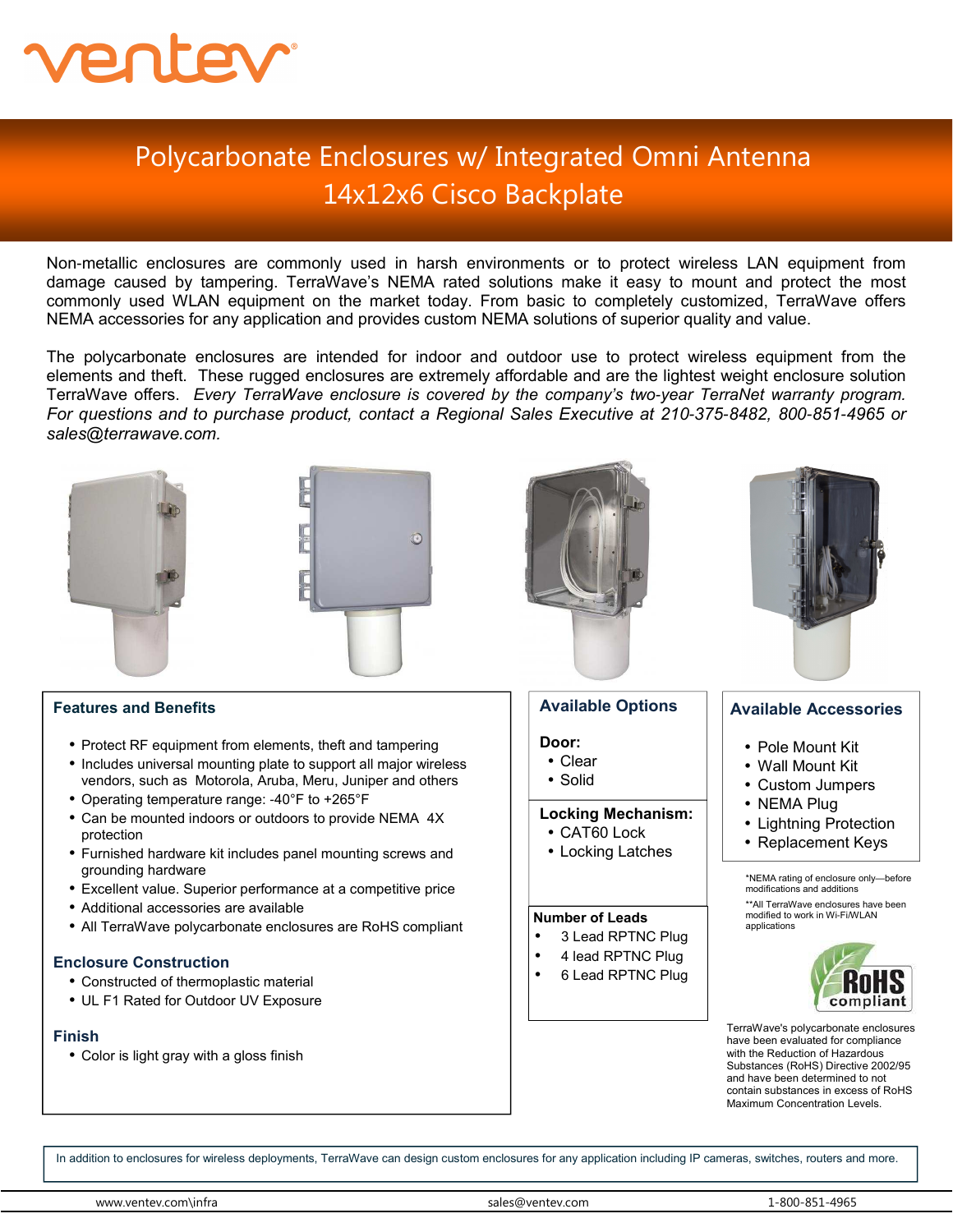# Polycarbonate Enclosures w/ Integrated Omni Antenna

## 14x12x6 Cisco Backplate

Non-metallic enclosures are commonly used in harsh environments or to protect wireless LAN equipment from damage caused by tampering. TerraWave's NEMA rated solutions make it easy to mount and protect the most commonly used WLAN equipment on the market today. From basic to completely customized, TerraWave offers NEMA accessories for any application and provides custom NEMA solutions of superior quality and value.

The polycarbonate enclosures are intended for indoor and outdoor use to protect wireless equipment from the elements and theft. These rugged enclosures are extremely affordable and are the lightest weight enclosure solution TerraWave offers. *Every TerraWave enclosure is covered by the company's two-year TerraNet warranty program. For questions and to purchase product, contact a Regional Sales Executive at 210-375-8482, 800-851-4965 or sales@terrawave.com.*

### Features and Benefits

- Protect RF equipment from elements, theft and tampering
- Includes universal mounting plate to support all major wireless vendors, such as Motorola, Aruba, Meru, Juniper and others
- Operating temperature range: -40°F to +265°F
- Can be mounted indoors or outdoors to provide NEMA 4X protection
- Furnished hardware kit includes panel mounting screws and grounding hardware
- Excellent value. Superior performance at a competitive price
- Additional accessories are available
- All TerraWave polycarbonate enclosures are RoHS compliant

### Enclosure Construction

- Constructed of thermoplastic material
- UL F1 Rated for Outdoor UV Exposure

### Finish

- Color is light gray with a gloss finish

### Available Options

**Door:**

- Clear
- Solid

**Locking Mechanism:**

- CAT60 Lock
- Locking Latches

**Number of Leads**

- 3 Lead RPTNC Plug
- 4 lead RPTNC Plug
- 6 Lead RPTNC Plug

### Available Accessories

- Pole Mount Kit
- Wall Mount Kit
- Custom Jumpers
- NEMA Plug
- Lightning Protection
- Replacement Keys

*NEMA rating of enclosure only—before modifications and additions

**All TerraWave enclosures have been modified to work in Wi-Fi/WLAN applications

TerraWave's polycarbonate enclosures have been evaluated for compliance with the Reduction of Hazardous Substances (RoHS) Directive 2002/95 and have been determined to not contain substances in excess of RoHS Maximum Concentration Levels.

In addition to enclosures for wireless deployments, TerraWave can design custom enclosures for any application including IP cameras, switches, routers and more.

www.ventev.com\infra | sales@ventev.com | 1-800-851-4965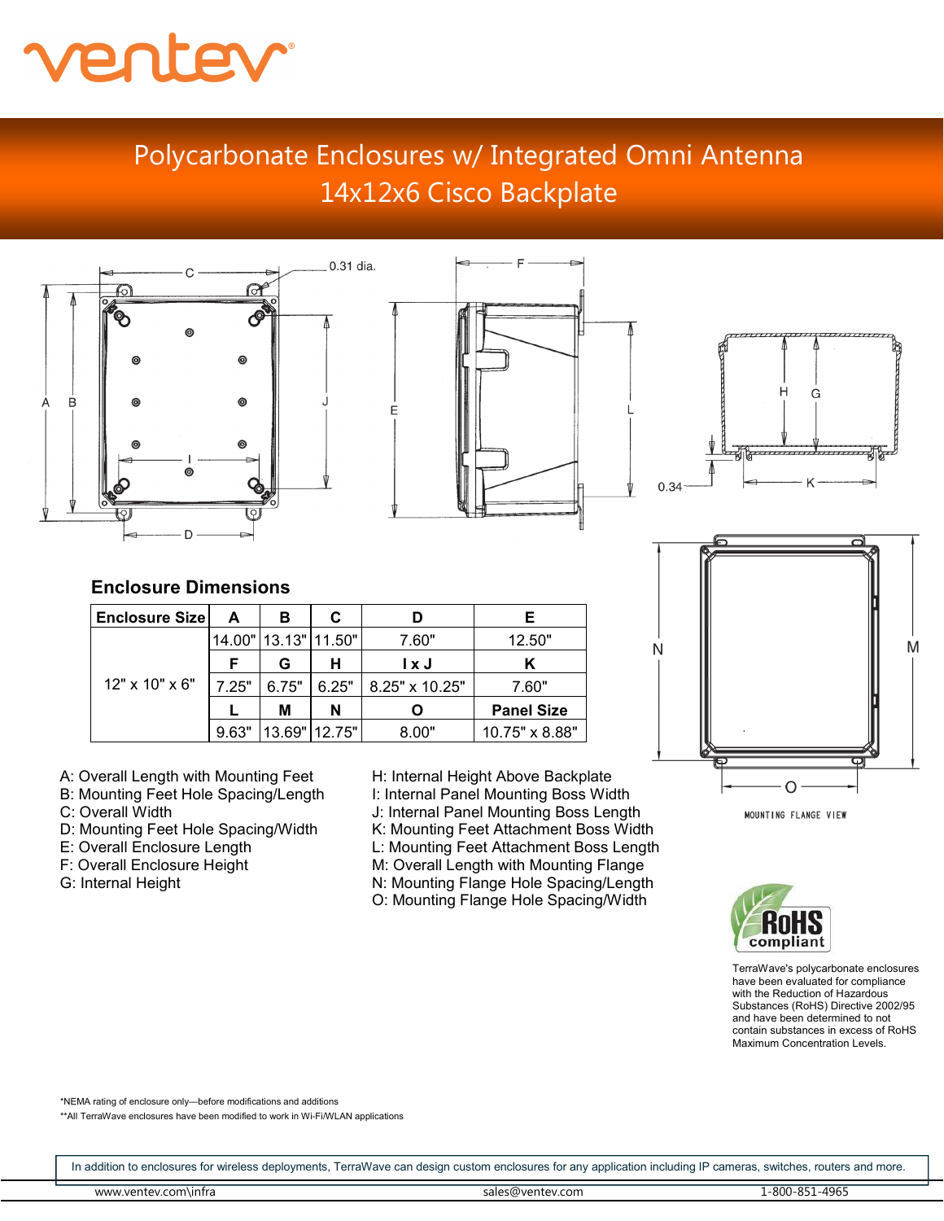# Polycarbonate Enclosures w/ Integrated Omni Antenna

## 14x12x6 Cisco Backplate

0.31 dia.

0.34

MOUNTING FLANGE VIEW

### Enclosure Dimensions

| Enclosure Size | A | B | C | D | E |
|---|---|---|---|---|---|
| 12" x 10" x 6" | 14.00" | 13.13" | 11.50" | 7.60" | 12.50" |
| | **F** | **G** | **H** | **I x J** | **K** |
| | 7.25" | 6.75" | 6.25" | 8.25" x 10.25" | 7.60" |
| | **L** | **M** | **N** | **O** | **Panel Size** |
| | 9.63" | 13.69" | 12.75" | 8.00" | 10.75" x 8.88" |

A: Overall Length with Mounting Feet
B: Mounting Feet Hole Spacing/Length
C: Overall Width
D: Mounting Feet Hole Spacing/Width
E: Overall Enclosure Length
F: Overall Enclosure Height
G: Internal Height
H: Internal Height Above Backplate
I: Internal Panel Mounting Boss Width
J: Internal Panel Mounting Boss Length
K: Mounting Feet Attachment Boss Width
L: Mounting Feet Attachment Boss Length
M: Overall Length with Mounting Flange
N: Mounting Flange Hole Spacing/Length
O: Mounting Flange Hole Spacing/Width

RoHS compliant

TerraWave's polycarbonate enclosures have been evaluated for compliance with the Reduction of Hazardous Substances (RoHS) Directive 2002/95 and have been determined to not contain substances in excess of RoHS Maximum Concentration Levels.

*NEMA rating of enclosure only—before modifications and additions
**All TerraWave enclosures have been modified to work in Wi-Fi/WLAN applications

In addition to enclosures for wireless deployments, TerraWave can design custom enclosures for any application including IP cameras, switches, routers and more.

www.ventev.com\infra sales@ventev.com 1-800-851-4965